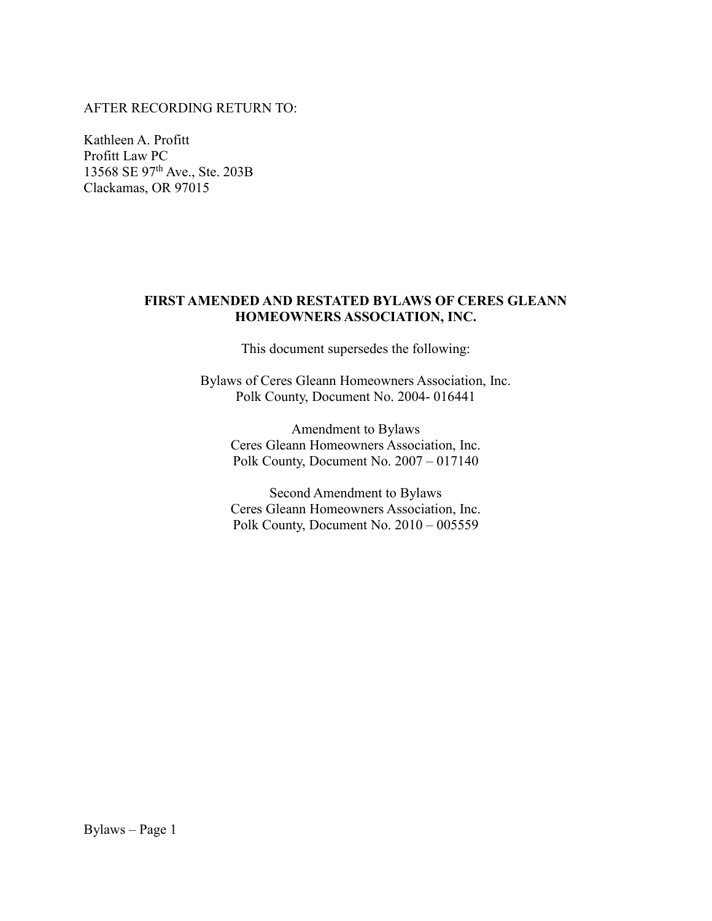AFTER RECORDING RETURN TO:

Kathleen A. Profitt
Profitt Law PC
13568 SE 97th Ave., Ste. 203B
Clackamas, OR 97015

**FIRST AMENDED AND RESTATED BYLAWS OF CERES GLEANN HOMEOWNERS ASSOCIATION, INC.**

This document supersedes the following:

Bylaws of Ceres Gleann Homeowners Association, Inc.
Polk County, Document No. 2004- 016441

Amendment to Bylaws
Ceres Gleann Homeowners Association, Inc.
Polk County, Document No. 2007 – 017140

Second Amendment to Bylaws
Ceres Gleann Homeowners Association, Inc.
Polk County, Document No. 2010 – 005559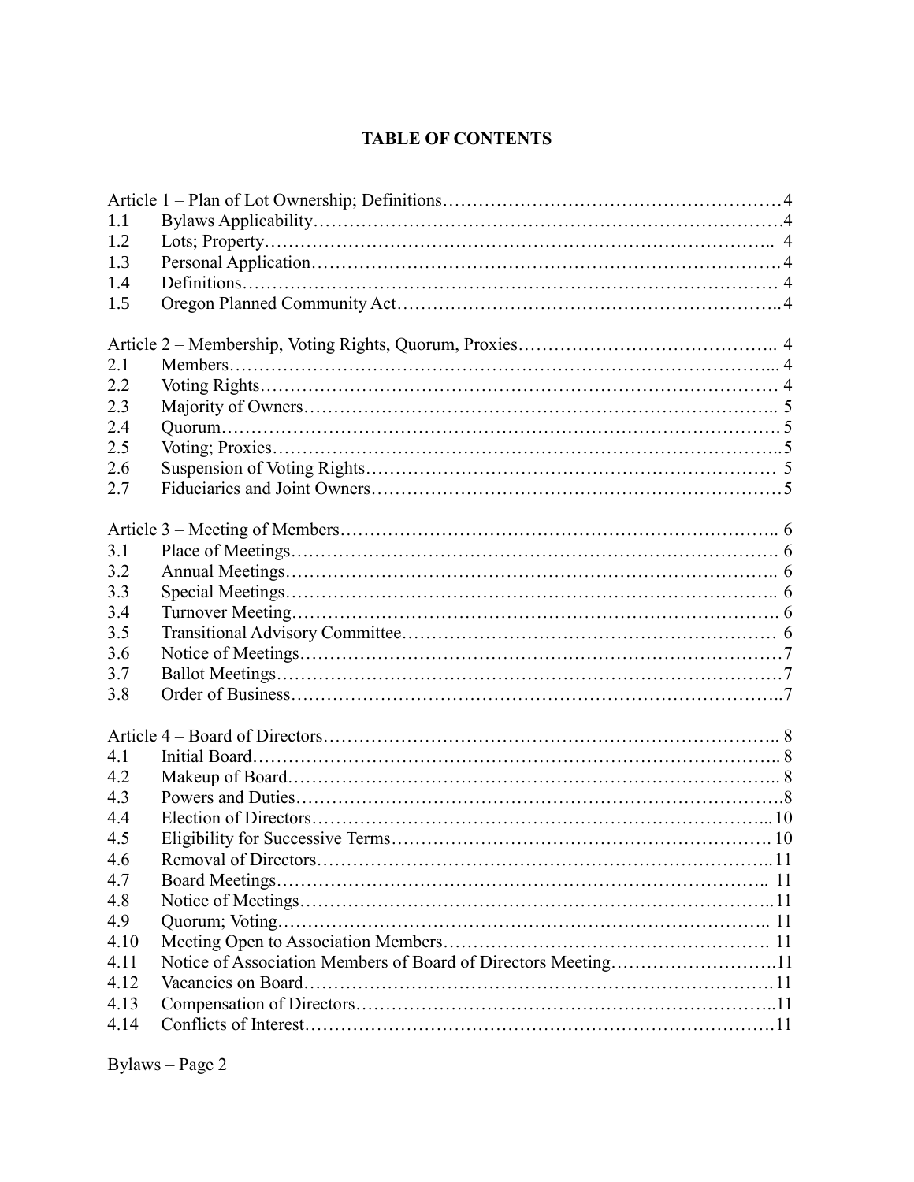# TABLE OF CONTENTS

| | | |
|---|---|---|
| Article 1 – Plan of Lot Ownership; Definitions | | 4 |
| 1.1 | Bylaws Applicability | 4 |
| 1.2 | Lots; Property | 4 |
| 1.3 | Personal Application | 4 |
| 1.4 | Definitions | 4 |
| 1.5 | Oregon Planned Community Act | 4 |
| Article 2 – Membership, Voting Rights, Quorum, Proxies | | 4 |
| 2.1 | Members | 4 |
| 2.2 | Voting Rights | 4 |
| 2.3 | Majority of Owners | 5 |
| 2.4 | Quorum | 5 |
| 2.5 | Voting; Proxies | 5 |
| 2.6 | Suspension of Voting Rights | 5 |
| 2.7 | Fiduciaries and Joint Owners | 5 |
| Article 3 – Meeting of Members | | 6 |
| 3.1 | Place of Meetings | 6 |
| 3.2 | Annual Meetings | 6 |
| 3.3 | Special Meetings | 6 |
| 3.4 | Turnover Meeting | 6 |
| 3.5 | Transitional Advisory Committee | 6 |
| 3.6 | Notice of Meetings | 7 |
| 3.7 | Ballot Meetings | 7 |
| 3.8 | Order of Business | 7 |
| Article 4 – Board of Directors | | 8 |
| 4.1 | Initial Board | 8 |
| 4.2 | Makeup of Board | 8 |
| 4.3 | Powers and Duties | 8 |
| 4.4 | Election of Directors | 10 |
| 4.5 | Eligibility for Successive Terms | 10 |
| 4.6 | Removal of Directors | 11 |
| 4.7 | Board Meetings | 11 |
| 4.8 | Notice of Meetings | 11 |
| 4.9 | Quorum; Voting | 11 |
| 4.10 | Meeting Open to Association Members | 11 |
| 4.11 | Notice of Association Members of Board of Directors Meeting | 11 |
| 4.12 | Vacancies on Board | 11 |
| 4.13 | Compensation of Directors | 11 |
| 4.14 | Conflicts of Interest | 11 |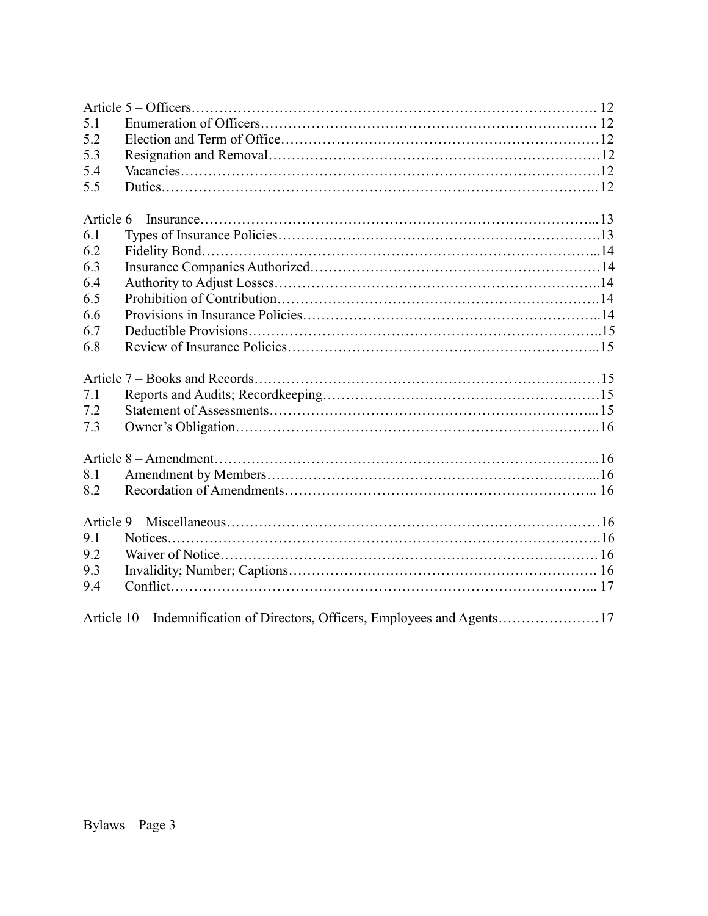| | | |
|---|---|---|
| Article 5 – Officers | | 12 |
| 5.1 | Enumeration of Officers | 12 |
| 5.2 | Election and Term of Office | 12 |
| 5.3 | Resignation and Removal | 12 |
| 5.4 | Vacancies | 12 |
| 5.5 | Duties | 12 |
| Article 6 – Insurance | | 13 |
| 6.1 | Types of Insurance Policies | 13 |
| 6.2 | Fidelity Bond | 14 |
| 6.3 | Insurance Companies Authorized | 14 |
| 6.4 | Authority to Adjust Losses | 14 |
| 6.5 | Prohibition of Contribution | 14 |
| 6.6 | Provisions in Insurance Policies | 14 |
| 6.7 | Deductible Provisions | 15 |
| 6.8 | Review of Insurance Policies | 15 |
| Article 7 – Books and Records | | 15 |
| 7.1 | Reports and Audits; Recordkeeping | 15 |
| 7.2 | Statement of Assessments | 15 |
| 7.3 | Owner's Obligation | 16 |
| Article 8 – Amendment | | 16 |
| 8.1 | Amendment by Members | 16 |
| 8.2 | Recordation of Amendments | 16 |
| Article 9 – Miscellaneous | | 16 |
| 9.1 | Notices | 16 |
| 9.2 | Waiver of Notice | 16 |
| 9.3 | Invalidity; Number; Captions | 16 |
| 9.4 | Conflict | 17 |
| Article 10 – Indemnification of Directors, Officers, Employees and Agents | | 17 |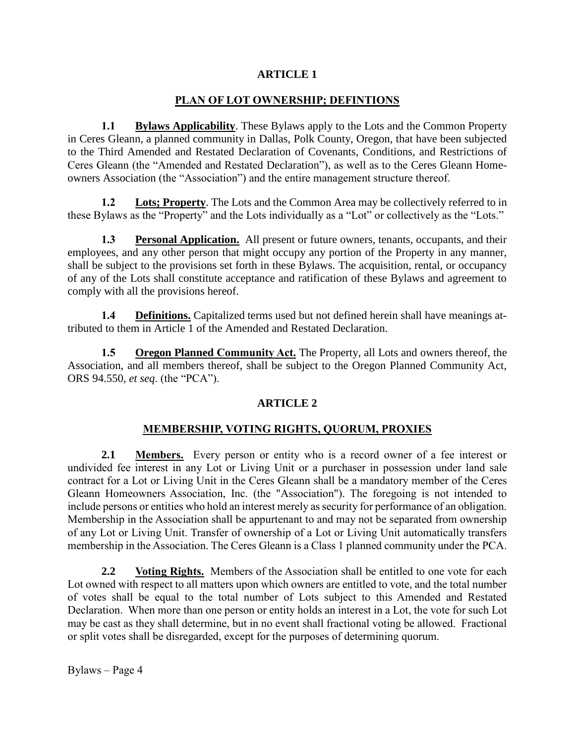## ARTICLE 1

## PLAN OF LOT OWNERSHIP; DEFINTIONS

**1.1 Bylaws Applicability**. These Bylaws apply to the Lots and the Common Property in Ceres Gleann, a planned community in Dallas, Polk County, Oregon, that have been subjected to the Third Amended and Restated Declaration of Covenants, Conditions, and Restrictions of Ceres Gleann (the "Amended and Restated Declaration"), as well as to the Ceres Gleann Homeowners Association (the "Association") and the entire management structure thereof.

**1.2 Lots; Property**. The Lots and the Common Area may be collectively referred to in these Bylaws as the "Property" and the Lots individually as a "Lot" or collectively as the "Lots."

**1.3 Personal Application.** All present or future owners, tenants, occupants, and their employees, and any other person that might occupy any portion of the Property in any manner, shall be subject to the provisions set forth in these Bylaws. The acquisition, rental, or occupancy of any of the Lots shall constitute acceptance and ratification of these Bylaws and agreement to comply with all the provisions hereof.

**1.4 Definitions.** Capitalized terms used but not defined herein shall have meanings attributed to them in Article 1 of the Amended and Restated Declaration.

**1.5 Oregon Planned Community Act.** The Property, all Lots and owners thereof, the Association, and all members thereof, shall be subject to the Oregon Planned Community Act, ORS 94.550, *et seq*. (the "PCA").

## ARTICLE 2

## MEMBERSHIP, VOTING RIGHTS, QUORUM, PROXIES

**2.1 Members.** Every person or entity who is a record owner of a fee interest or undivided fee interest in any Lot or Living Unit or a purchaser in possession under land sale contract for a Lot or Living Unit in the Ceres Gleann shall be a mandatory member of the Ceres Gleann Homeowners Association, Inc. (the "Association"). The foregoing is not intended to include persons or entities who hold an interest merely as security for performance of an obligation. Membership in the Association shall be appurtenant to and may not be separated from ownership of any Lot or Living Unit. Transfer of ownership of a Lot or Living Unit automatically transfers membership in the Association. The Ceres Gleann is a Class 1 planned community under the PCA.

**2.2 Voting Rights.** Members of the Association shall be entitled to one vote for each Lot owned with respect to all matters upon which owners are entitled to vote, and the total number of votes shall be equal to the total number of Lots subject to this Amended and Restated Declaration. When more than one person or entity holds an interest in a Lot, the vote for such Lot may be cast as they shall determine, but in no event shall fractional voting be allowed. Fractional or split votes shall be disregarded, except for the purposes of determining quorum.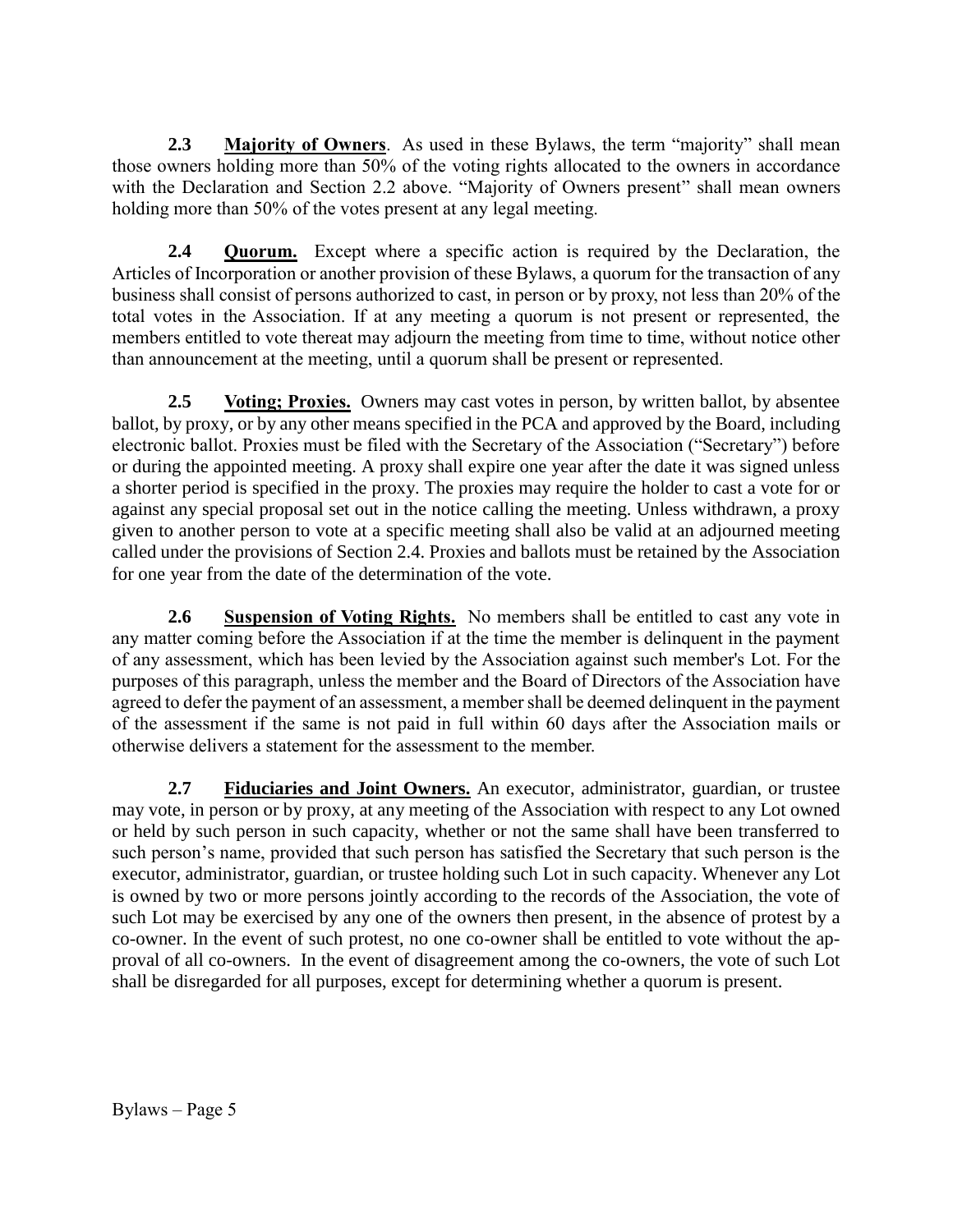**2.3 Majority of Owners**. As used in these Bylaws, the term "majority" shall mean those owners holding more than 50% of the voting rights allocated to the owners in accordance with the Declaration and Section 2.2 above. "Majority of Owners present" shall mean owners holding more than 50% of the votes present at any legal meeting.

**2.4 Quorum.** Except where a specific action is required by the Declaration, the Articles of Incorporation or another provision of these Bylaws, a quorum for the transaction of any business shall consist of persons authorized to cast, in person or by proxy, not less than 20% of the total votes in the Association. If at any meeting a quorum is not present or represented, the members entitled to vote thereat may adjourn the meeting from time to time, without notice other than announcement at the meeting, until a quorum shall be present or represented.

**2.5 Voting; Proxies.** Owners may cast votes in person, by written ballot, by absentee ballot, by proxy, or by any other means specified in the PCA and approved by the Board, including electronic ballot. Proxies must be filed with the Secretary of the Association ("Secretary") before or during the appointed meeting. A proxy shall expire one year after the date it was signed unless a shorter period is specified in the proxy. The proxies may require the holder to cast a vote for or against any special proposal set out in the notice calling the meeting. Unless withdrawn, a proxy given to another person to vote at a specific meeting shall also be valid at an adjourned meeting called under the provisions of Section 2.4. Proxies and ballots must be retained by the Association for one year from the date of the determination of the vote.

**2.6 Suspension of Voting Rights.** No members shall be entitled to cast any vote in any matter coming before the Association if at the time the member is delinquent in the payment of any assessment, which has been levied by the Association against such member's Lot. For the purposes of this paragraph, unless the member and the Board of Directors of the Association have agreed to defer the payment of an assessment, a member shall be deemed delinquent in the payment of the assessment if the same is not paid in full within 60 days after the Association mails or otherwise delivers a statement for the assessment to the member.

**2.7 Fiduciaries and Joint Owners.** An executor, administrator, guardian, or trustee may vote, in person or by proxy, at any meeting of the Association with respect to any Lot owned or held by such person in such capacity, whether or not the same shall have been transferred to such person's name, provided that such person has satisfied the Secretary that such person is the executor, administrator, guardian, or trustee holding such Lot in such capacity. Whenever any Lot is owned by two or more persons jointly according to the records of the Association, the vote of such Lot may be exercised by any one of the owners then present, in the absence of protest by a co-owner. In the event of such protest, no one co-owner shall be entitled to vote without the approval of all co-owners. In the event of disagreement among the co-owners, the vote of such Lot shall be disregarded for all purposes, except for determining whether a quorum is present.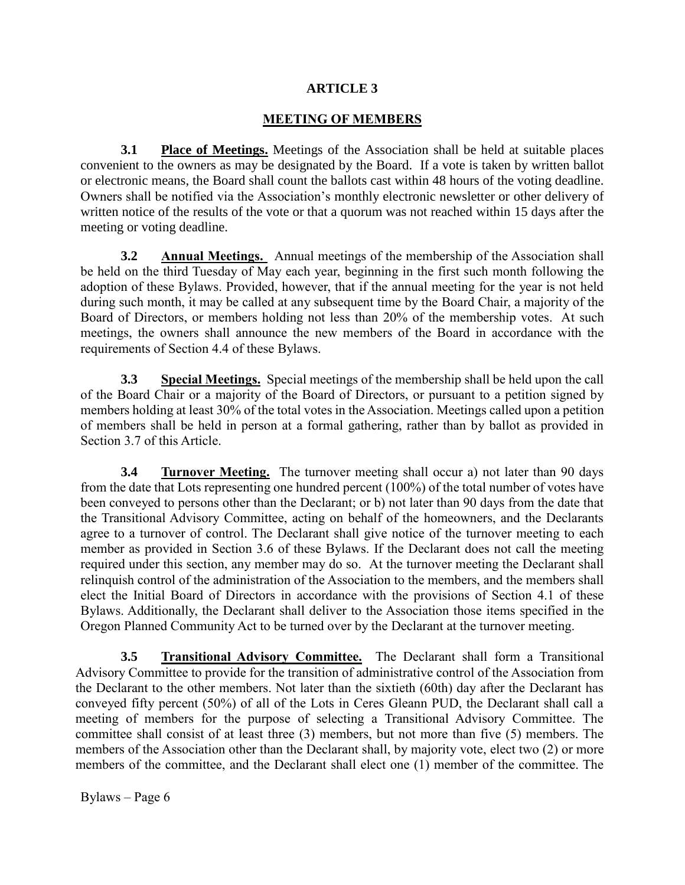## ARTICLE 3

## MEETING OF MEMBERS

**3.1 Place of Meetings.** Meetings of the Association shall be held at suitable places convenient to the owners as may be designated by the Board. If a vote is taken by written ballot or electronic means, the Board shall count the ballots cast within 48 hours of the voting deadline. Owners shall be notified via the Association's monthly electronic newsletter or other delivery of written notice of the results of the vote or that a quorum was not reached within 15 days after the meeting or voting deadline.

**3.2 Annual Meetings.** Annual meetings of the membership of the Association shall be held on the third Tuesday of May each year, beginning in the first such month following the adoption of these Bylaws. Provided, however, that if the annual meeting for the year is not held during such month, it may be called at any subsequent time by the Board Chair, a majority of the Board of Directors, or members holding not less than 20% of the membership votes. At such meetings, the owners shall announce the new members of the Board in accordance with the requirements of Section 4.4 of these Bylaws.

**3.3 Special Meetings.** Special meetings of the membership shall be held upon the call of the Board Chair or a majority of the Board of Directors, or pursuant to a petition signed by members holding at least 30% of the total votes in the Association. Meetings called upon a petition of members shall be held in person at a formal gathering, rather than by ballot as provided in Section 3.7 of this Article.

**3.4 Turnover Meeting.** The turnover meeting shall occur a) not later than 90 days from the date that Lots representing one hundred percent (100%) of the total number of votes have been conveyed to persons other than the Declarant; or b) not later than 90 days from the date that the Transitional Advisory Committee, acting on behalf of the homeowners, and the Declarants agree to a turnover of control. The Declarant shall give notice of the turnover meeting to each member as provided in Section 3.6 of these Bylaws. If the Declarant does not call the meeting required under this section, any member may do so. At the turnover meeting the Declarant shall relinquish control of the administration of the Association to the members, and the members shall elect the Initial Board of Directors in accordance with the provisions of Section 4.1 of these Bylaws. Additionally, the Declarant shall deliver to the Association those items specified in the Oregon Planned Community Act to be turned over by the Declarant at the turnover meeting.

**3.5 Transitional Advisory Committee.** The Declarant shall form a Transitional Advisory Committee to provide for the transition of administrative control of the Association from the Declarant to the other members. Not later than the sixtieth (60th) day after the Declarant has conveyed fifty percent (50%) of all of the Lots in Ceres Gleann PUD, the Declarant shall call a meeting of members for the purpose of selecting a Transitional Advisory Committee. The committee shall consist of at least three (3) members, but not more than five (5) members. The members of the Association other than the Declarant shall, by majority vote, elect two (2) or more members of the committee, and the Declarant shall elect one (1) member of the committee. The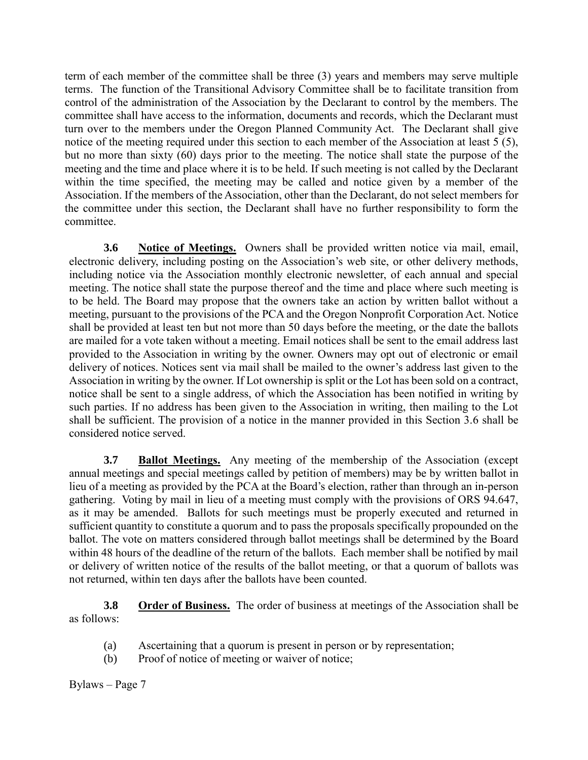term of each member of the committee shall be three (3) years and members may serve multiple terms. The function of the Transitional Advisory Committee shall be to facilitate transition from control of the administration of the Association by the Declarant to control by the members. The committee shall have access to the information, documents and records, which the Declarant must turn over to the members under the Oregon Planned Community Act. The Declarant shall give notice of the meeting required under this section to each member of the Association at least 5 (5), but no more than sixty (60) days prior to the meeting. The notice shall state the purpose of the meeting and the time and place where it is to be held. If such meeting is not called by the Declarant within the time specified, the meeting may be called and notice given by a member of the Association. If the members of the Association, other than the Declarant, do not select members for the committee under this section, the Declarant shall have no further responsibility to form the committee.

**3.6** **Notice of Meetings.** Owners shall be provided written notice via mail, email, electronic delivery, including posting on the Association's web site, or other delivery methods, including notice via the Association monthly electronic newsletter, of each annual and special meeting. The notice shall state the purpose thereof and the time and place where such meeting is to be held. The Board may propose that the owners take an action by written ballot without a meeting, pursuant to the provisions of the PCA and the Oregon Nonprofit Corporation Act. Notice shall be provided at least ten but not more than 50 days before the meeting, or the date the ballots are mailed for a vote taken without a meeting. Email notices shall be sent to the email address last provided to the Association in writing by the owner. Owners may opt out of electronic or email delivery of notices. Notices sent via mail shall be mailed to the owner's address last given to the Association in writing by the owner. If Lot ownership is split or the Lot has been sold on a contract, notice shall be sent to a single address, of which the Association has been notified in writing by such parties. If no address has been given to the Association in writing, then mailing to the Lot shall be sufficient. The provision of a notice in the manner provided in this Section 3.6 shall be considered notice served.

**3.7** **Ballot Meetings.** Any meeting of the membership of the Association (except annual meetings and special meetings called by petition of members) may be by written ballot in lieu of a meeting as provided by the PCA at the Board's election, rather than through an in-person gathering. Voting by mail in lieu of a meeting must comply with the provisions of ORS 94.647, as it may be amended. Ballots for such meetings must be properly executed and returned in sufficient quantity to constitute a quorum and to pass the proposals specifically propounded on the ballot. The vote on matters considered through ballot meetings shall be determined by the Board within 48 hours of the deadline of the return of the ballots. Each member shall be notified by mail or delivery of written notice of the results of the ballot meeting, or that a quorum of ballots was not returned, within ten days after the ballots have been counted.

**3.8** **Order of Business.** The order of business at meetings of the Association shall be as follows:

(a) Ascertaining that a quorum is present in person or by representation;
(b) Proof of notice of meeting or waiver of notice;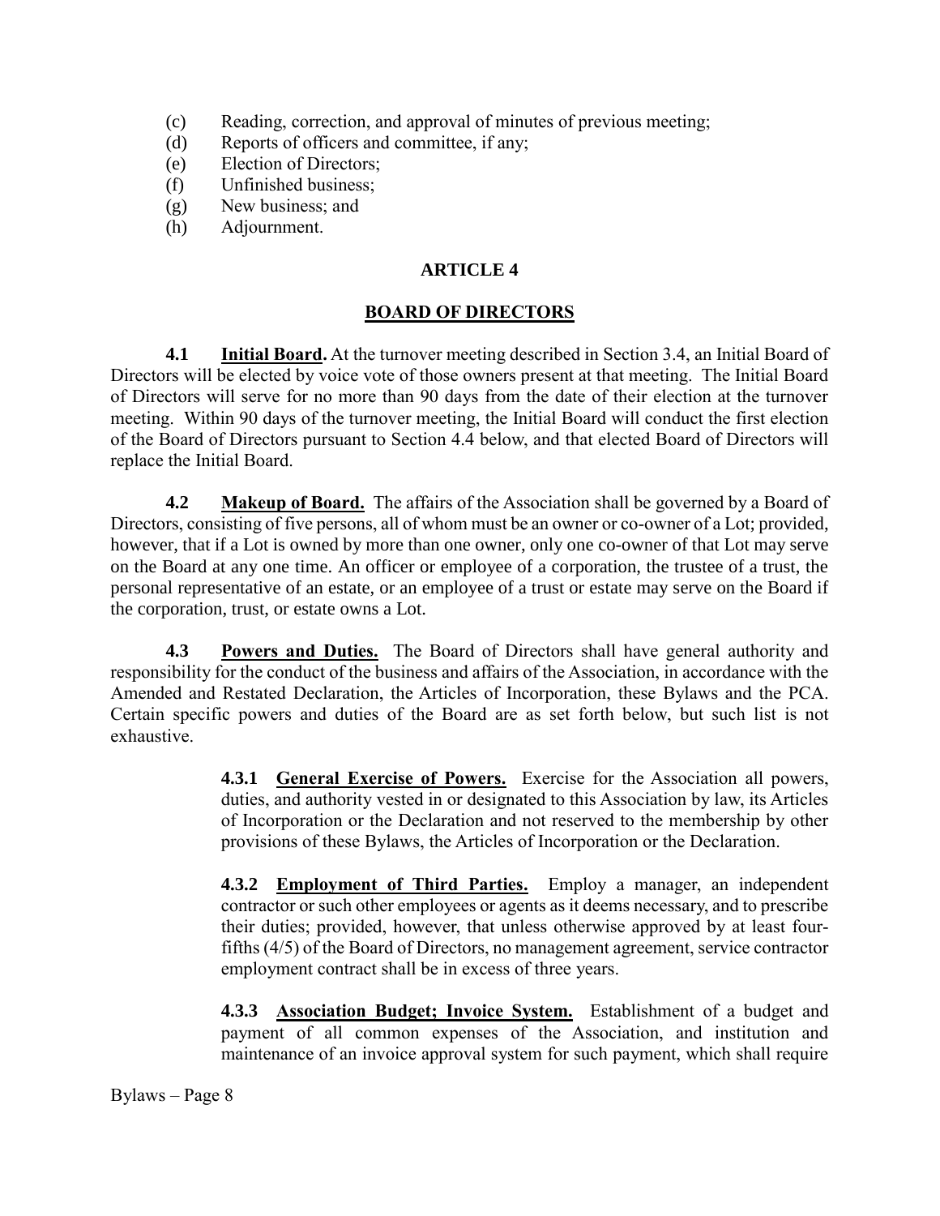(c) Reading, correction, and approval of minutes of previous meeting;
(d) Reports of officers and committee, if any;
(e) Election of Directors;
(f) Unfinished business;
(g) New business; and
(h) Adjournment.

## ARTICLE 4

## BOARD OF DIRECTORS

**4.1 Initial Board.** At the turnover meeting described in Section 3.4, an Initial Board of Directors will be elected by voice vote of those owners present at that meeting. The Initial Board of Directors will serve for no more than 90 days from the date of their election at the turnover meeting. Within 90 days of the turnover meeting, the Initial Board will conduct the first election of the Board of Directors pursuant to Section 4.4 below, and that elected Board of Directors will replace the Initial Board.

**4.2 Makeup of Board.** The affairs of the Association shall be governed by a Board of Directors, consisting of five persons, all of whom must be an owner or co-owner of a Lot; provided, however, that if a Lot is owned by more than one owner, only one co-owner of that Lot may serve on the Board at any one time. An officer or employee of a corporation, the trustee of a trust, the personal representative of an estate, or an employee of a trust or estate may serve on the Board if the corporation, trust, or estate owns a Lot.

**4.3 Powers and Duties.** The Board of Directors shall have general authority and responsibility for the conduct of the business and affairs of the Association, in accordance with the Amended and Restated Declaration, the Articles of Incorporation, these Bylaws and the PCA. Certain specific powers and duties of the Board are as set forth below, but such list is not exhaustive.

> **4.3.1 General Exercise of Powers.** Exercise for the Association all powers, duties, and authority vested in or designated to this Association by law, its Articles of Incorporation or the Declaration and not reserved to the membership by other provisions of these Bylaws, the Articles of Incorporation or the Declaration.
>
> **4.3.2 Employment of Third Parties.** Employ a manager, an independent contractor or such other employees or agents as it deems necessary, and to prescribe their duties; provided, however, that unless otherwise approved by at least four-fifths (4/5) of the Board of Directors, no management agreement, service contractor employment contract shall be in excess of three years.
>
> **4.3.3 Association Budget; Invoice System.** Establishment of a budget and payment of all common expenses of the Association, and institution and maintenance of an invoice approval system for such payment, which shall require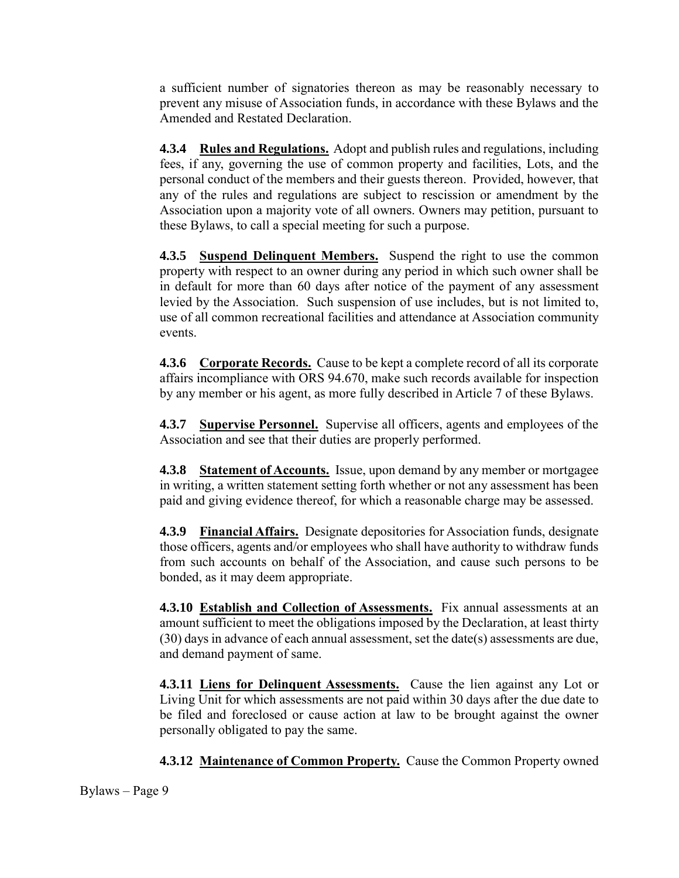a sufficient number of signatories thereon as may be reasonably necessary to prevent any misuse of Association funds, in accordance with these Bylaws and the Amended and Restated Declaration.

**4.3.4 Rules and Regulations.** Adopt and publish rules and regulations, including fees, if any, governing the use of common property and facilities, Lots, and the personal conduct of the members and their guests thereon. Provided, however, that any of the rules and regulations are subject to rescission or amendment by the Association upon a majority vote of all owners. Owners may petition, pursuant to these Bylaws, to call a special meeting for such a purpose.

**4.3.5 Suspend Delinquent Members.** Suspend the right to use the common property with respect to an owner during any period in which such owner shall be in default for more than 60 days after notice of the payment of any assessment levied by the Association. Such suspension of use includes, but is not limited to, use of all common recreational facilities and attendance at Association community events.

**4.3.6 Corporate Records.** Cause to be kept a complete record of all its corporate affairs incompliance with ORS 94.670, make such records available for inspection by any member or his agent, as more fully described in Article 7 of these Bylaws.

**4.3.7 Supervise Personnel.** Supervise all officers, agents and employees of the Association and see that their duties are properly performed.

**4.3.8 Statement of Accounts.** Issue, upon demand by any member or mortgagee in writing, a written statement setting forth whether or not any assessment has been paid and giving evidence thereof, for which a reasonable charge may be assessed.

**4.3.9 Financial Affairs.** Designate depositories for Association funds, designate those officers, agents and/or employees who shall have authority to withdraw funds from such accounts on behalf of the Association, and cause such persons to be bonded, as it may deem appropriate.

**4.3.10 Establish and Collection of Assessments.** Fix annual assessments at an amount sufficient to meet the obligations imposed by the Declaration, at least thirty (30) days in advance of each annual assessment, set the date(s) assessments are due, and demand payment of same.

**4.3.11 Liens for Delinquent Assessments.** Cause the lien against any Lot or Living Unit for which assessments are not paid within 30 days after the due date to be filed and foreclosed or cause action at law to be brought against the owner personally obligated to pay the same.

**4.3.12 Maintenance of Common Property.** Cause the Common Property owned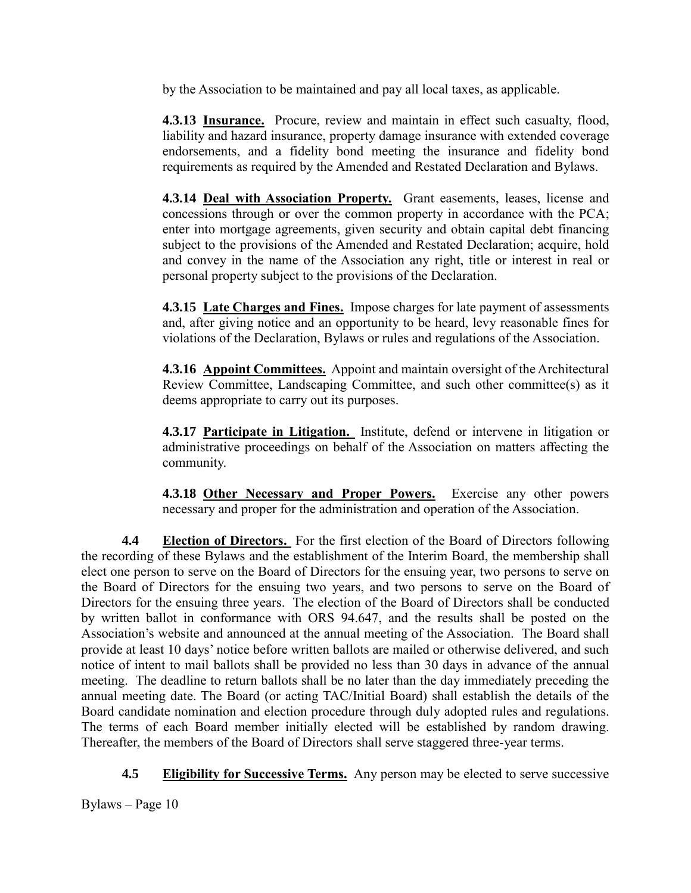by the Association to be maintained and pay all local taxes, as applicable.

**4.3.13 <u>Insurance.</u>** Procure, review and maintain in effect such casualty, flood, liability and hazard insurance, property damage insurance with extended coverage endorsements, and a fidelity bond meeting the insurance and fidelity bond requirements as required by the Amended and Restated Declaration and Bylaws.

**4.3.14 <u>Deal with Association Property.</u>** Grant easements, leases, license and concessions through or over the common property in accordance with the PCA; enter into mortgage agreements, given security and obtain capital debt financing subject to the provisions of the Amended and Restated Declaration; acquire, hold and convey in the name of the Association any right, title or interest in real or personal property subject to the provisions of the Declaration.

**4.3.15 <u>Late Charges and Fines.</u>** Impose charges for late payment of assessments and, after giving notice and an opportunity to be heard, levy reasonable fines for violations of the Declaration, Bylaws or rules and regulations of the Association.

**4.3.16 <u>Appoint Committees.</u>** Appoint and maintain oversight of the Architectural Review Committee, Landscaping Committee, and such other committee(s) as it deems appropriate to carry out its purposes.

**4.3.17 <u>Participate in Litigation.</u>** Institute, defend or intervene in litigation or administrative proceedings on behalf of the Association on matters affecting the community.

**4.3.18 <u>Other Necessary and Proper Powers.</u>** Exercise any other powers necessary and proper for the administration and operation of the Association.

**4.4 <u>Election of Directors.</u>** For the first election of the Board of Directors following the recording of these Bylaws and the establishment of the Interim Board, the membership shall elect one person to serve on the Board of Directors for the ensuing year, two persons to serve on the Board of Directors for the ensuing two years, and two persons to serve on the Board of Directors for the ensuing three years. The election of the Board of Directors shall be conducted by written ballot in conformance with ORS 94.647, and the results shall be posted on the Association's website and announced at the annual meeting of the Association. The Board shall provide at least 10 days' notice before written ballots are mailed or otherwise delivered, and such notice of intent to mail ballots shall be provided no less than 30 days in advance of the annual meeting. The deadline to return ballots shall be no later than the day immediately preceding the annual meeting date. The Board (or acting TAC/Initial Board) shall establish the details of the Board candidate nomination and election procedure through duly adopted rules and regulations. The terms of each Board member initially elected will be established by random drawing. Thereafter, the members of the Board of Directors shall serve staggered three-year terms.

**4.5 <u>Eligibility for Successive Terms.</u>** Any person may be elected to serve successive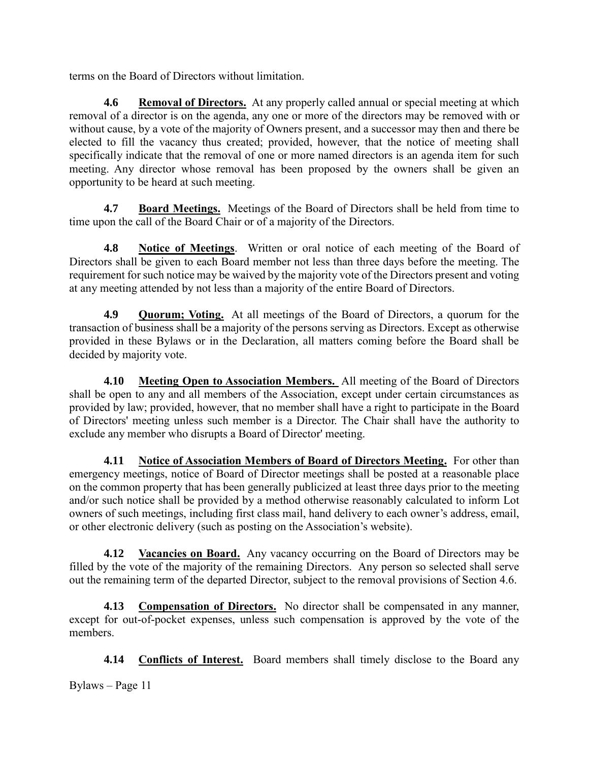terms on the Board of Directors without limitation.

**4.6 <u>Removal of Directors.</u>** At any properly called annual or special meeting at which removal of a director is on the agenda, any one or more of the directors may be removed with or without cause, by a vote of the majority of Owners present, and a successor may then and there be elected to fill the vacancy thus created; provided, however, that the notice of meeting shall specifically indicate that the removal of one or more named directors is an agenda item for such meeting. Any director whose removal has been proposed by the owners shall be given an opportunity to be heard at such meeting.

**4.7 <u>Board Meetings.</u>** Meetings of the Board of Directors shall be held from time to time upon the call of the Board Chair or of a majority of the Directors.

**4.8 <u>Notice of Meetings</u>**. Written or oral notice of each meeting of the Board of Directors shall be given to each Board member not less than three days before the meeting. The requirement for such notice may be waived by the majority vote of the Directors present and voting at any meeting attended by not less than a majority of the entire Board of Directors.

**4.9 <u>Quorum; Voting.</u>** At all meetings of the Board of Directors, a quorum for the transaction of business shall be a majority of the persons serving as Directors. Except as otherwise provided in these Bylaws or in the Declaration, all matters coming before the Board shall be decided by majority vote.

**4.10 <u>Meeting Open to Association Members.</u>** All meeting of the Board of Directors shall be open to any and all members of the Association, except under certain circumstances as provided by law; provided, however, that no member shall have a right to participate in the Board of Directors' meeting unless such member is a Director. The Chair shall have the authority to exclude any member who disrupts a Board of Director' meeting.

**4.11 <u>Notice of Association Members of Board of Directors Meeting.</u>** For other than emergency meetings, notice of Board of Director meetings shall be posted at a reasonable place on the common property that has been generally publicized at least three days prior to the meeting and/or such notice shall be provided by a method otherwise reasonably calculated to inform Lot owners of such meetings, including first class mail, hand delivery to each owner's address, email, or other electronic delivery (such as posting on the Association's website).

**4.12 <u>Vacancies on Board.</u>** Any vacancy occurring on the Board of Directors may be filled by the vote of the majority of the remaining Directors. Any person so selected shall serve out the remaining term of the departed Director, subject to the removal provisions of Section 4.6.

**4.13 <u>Compensation of Directors.</u>** No director shall be compensated in any manner, except for out-of-pocket expenses, unless such compensation is approved by the vote of the members.

**4.14 <u>Conflicts of Interest.</u>** Board members shall timely disclose to the Board any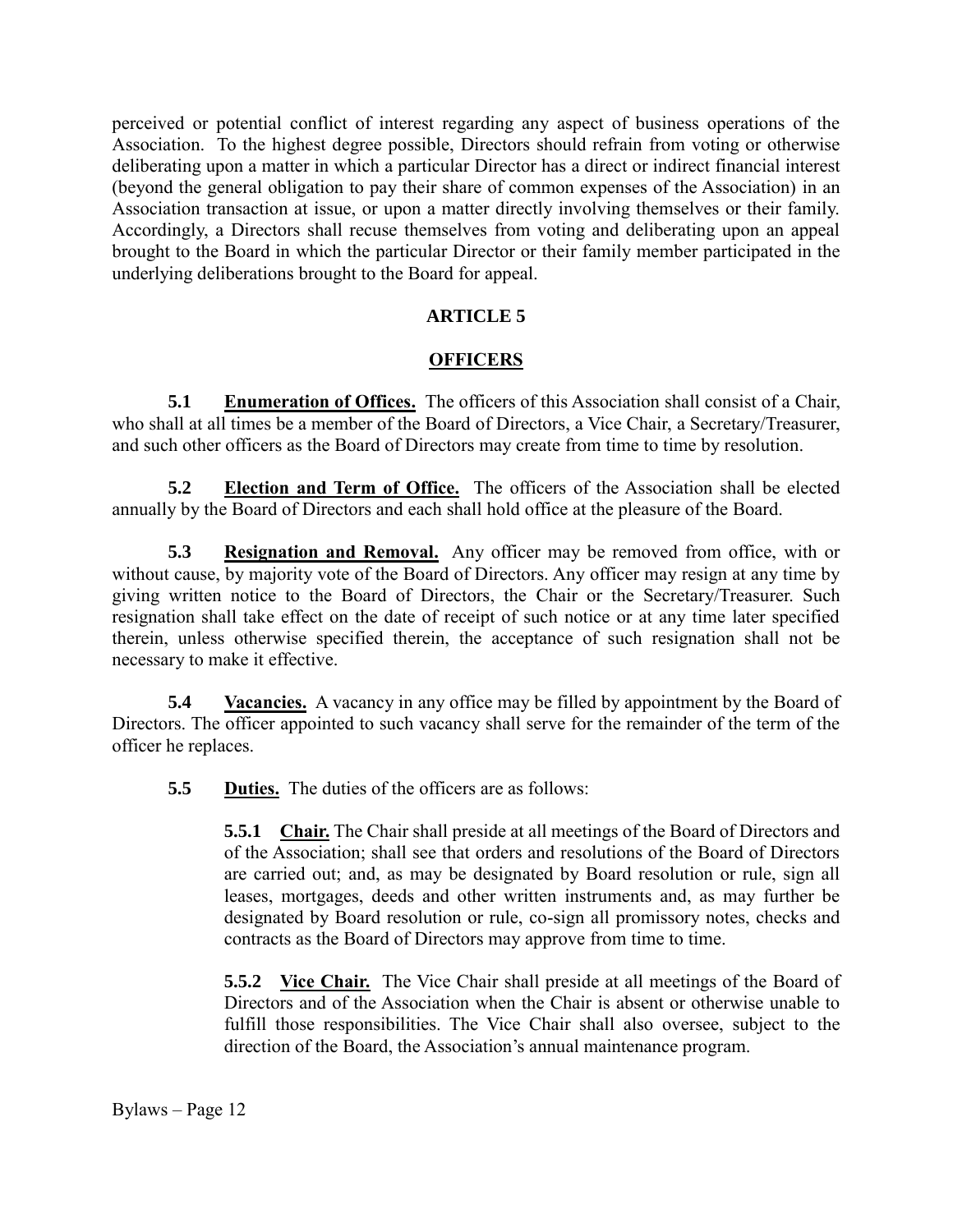perceived or potential conflict of interest regarding any aspect of business operations of the Association. To the highest degree possible, Directors should refrain from voting or otherwise deliberating upon a matter in which a particular Director has a direct or indirect financial interest (beyond the general obligation to pay their share of common expenses of the Association) in an Association transaction at issue, or upon a matter directly involving themselves or their family. Accordingly, a Directors shall recuse themselves from voting and deliberating upon an appeal brought to the Board in which the particular Director or their family member participated in the underlying deliberations brought to the Board for appeal.

## ARTICLE 5

## OFFICERS

**5.1 Enumeration of Offices.** The officers of this Association shall consist of a Chair, who shall at all times be a member of the Board of Directors, a Vice Chair, a Secretary/Treasurer, and such other officers as the Board of Directors may create from time to time by resolution.

**5.2 Election and Term of Office.** The officers of the Association shall be elected annually by the Board of Directors and each shall hold office at the pleasure of the Board.

**5.3 Resignation and Removal.** Any officer may be removed from office, with or without cause, by majority vote of the Board of Directors. Any officer may resign at any time by giving written notice to the Board of Directors, the Chair or the Secretary/Treasurer. Such resignation shall take effect on the date of receipt of such notice or at any time later specified therein, unless otherwise specified therein, the acceptance of such resignation shall not be necessary to make it effective.

**5.4 Vacancies.** A vacancy in any office may be filled by appointment by the Board of Directors. The officer appointed to such vacancy shall serve for the remainder of the term of the officer he replaces.

**5.5 Duties.** The duties of the officers are as follows:

**5.5.1 Chair.** The Chair shall preside at all meetings of the Board of Directors and of the Association; shall see that orders and resolutions of the Board of Directors are carried out; and, as may be designated by Board resolution or rule, sign all leases, mortgages, deeds and other written instruments and, as may further be designated by Board resolution or rule, co-sign all promissory notes, checks and contracts as the Board of Directors may approve from time to time.

**5.5.2 Vice Chair.** The Vice Chair shall preside at all meetings of the Board of Directors and of the Association when the Chair is absent or otherwise unable to fulfill those responsibilities. The Vice Chair shall also oversee, subject to the direction of the Board, the Association's annual maintenance program.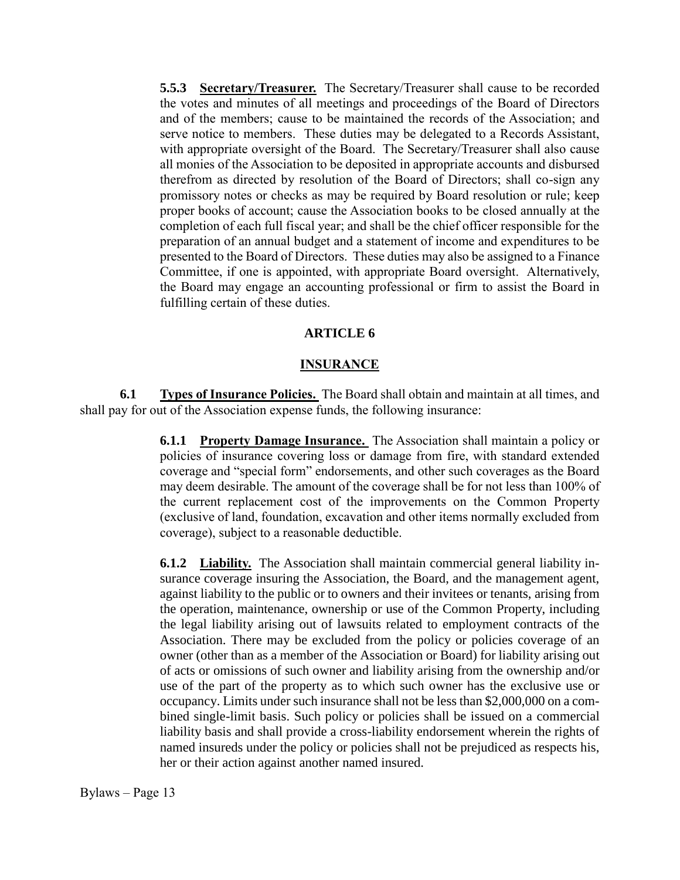**5.5.3 Secretary/Treasurer.** The Secretary/Treasurer shall cause to be recorded the votes and minutes of all meetings and proceedings of the Board of Directors and of the members; cause to be maintained the records of the Association; and serve notice to members. These duties may be delegated to a Records Assistant, with appropriate oversight of the Board. The Secretary/Treasurer shall also cause all monies of the Association to be deposited in appropriate accounts and disbursed therefrom as directed by resolution of the Board of Directors; shall co-sign any promissory notes or checks as may be required by Board resolution or rule; keep proper books of account; cause the Association books to be closed annually at the completion of each full fiscal year; and shall be the chief officer responsible for the preparation of an annual budget and a statement of income and expenditures to be presented to the Board of Directors. These duties may also be assigned to a Finance Committee, if one is appointed, with appropriate Board oversight. Alternatively, the Board may engage an accounting professional or firm to assist the Board in fulfilling certain of these duties.

## ARTICLE 6

## INSURANCE

**6.1 Types of Insurance Policies.** The Board shall obtain and maintain at all times, and shall pay for out of the Association expense funds, the following insurance:

**6.1.1 Property Damage Insurance.** The Association shall maintain a policy or policies of insurance covering loss or damage from fire, with standard extended coverage and "special form" endorsements, and other such coverages as the Board may deem desirable. The amount of the coverage shall be for not less than 100% of the current replacement cost of the improvements on the Common Property (exclusive of land, foundation, excavation and other items normally excluded from coverage), subject to a reasonable deductible.

**6.1.2 Liability.** The Association shall maintain commercial general liability insurance coverage insuring the Association, the Board, and the management agent, against liability to the public or to owners and their invitees or tenants, arising from the operation, maintenance, ownership or use of the Common Property, including the legal liability arising out of lawsuits related to employment contracts of the Association. There may be excluded from the policy or policies coverage of an owner (other than as a member of the Association or Board) for liability arising out of acts or omissions of such owner and liability arising from the ownership and/or use of the part of the property as to which such owner has the exclusive use or occupancy. Limits under such insurance shall not be less than $2,000,000 on a combined single-limit basis. Such policy or policies shall be issued on a commercial liability basis and shall provide a cross-liability endorsement wherein the rights of named insureds under the policy or policies shall not be prejudiced as respects his, her or their action against another named insured.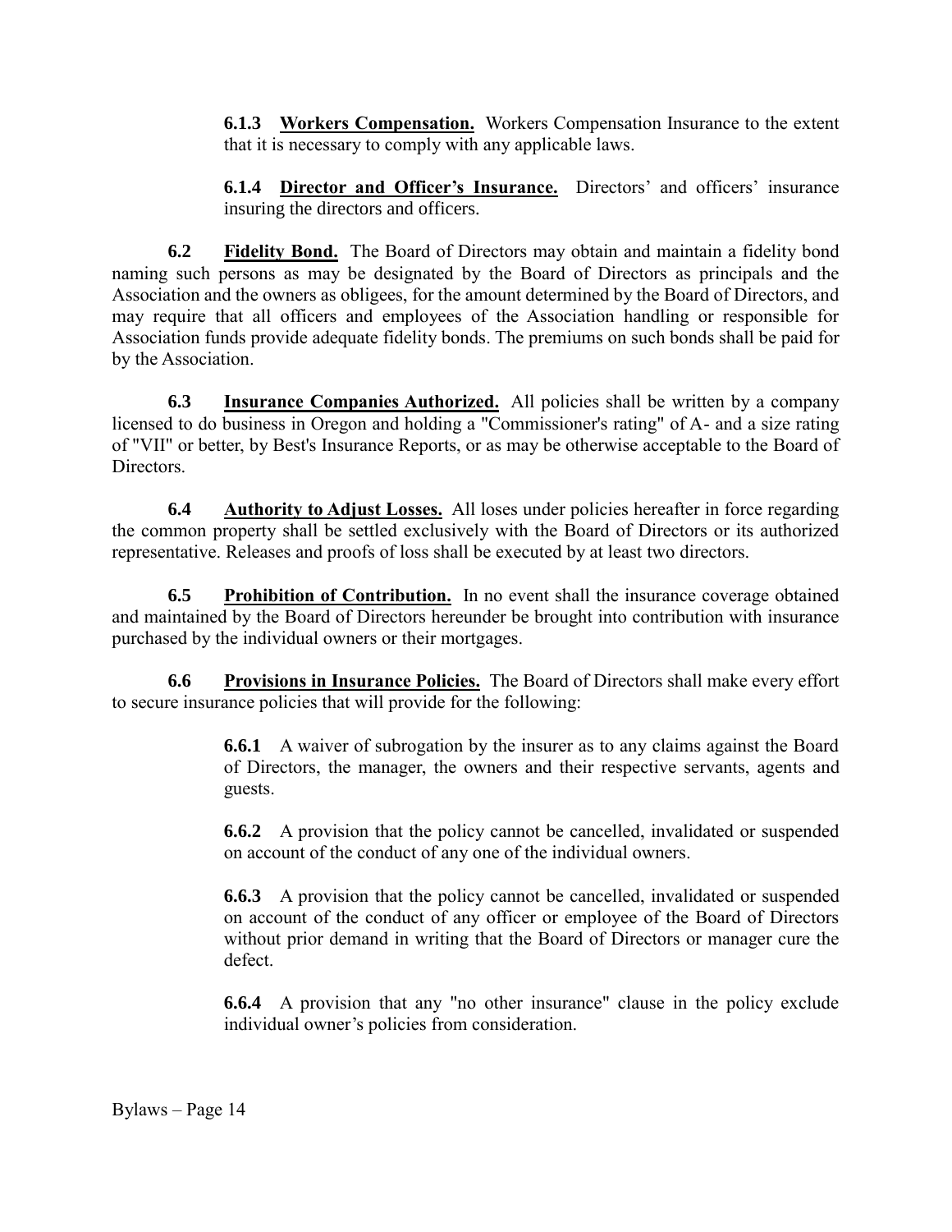**6.1.3 Workers Compensation.** Workers Compensation Insurance to the extent that it is necessary to comply with any applicable laws.

**6.1.4 Director and Officer's Insurance.** Directors' and officers' insurance insuring the directors and officers.

**6.2 Fidelity Bond.** The Board of Directors may obtain and maintain a fidelity bond naming such persons as may be designated by the Board of Directors as principals and the Association and the owners as obligees, for the amount determined by the Board of Directors, and may require that all officers and employees of the Association handling or responsible for Association funds provide adequate fidelity bonds. The premiums on such bonds shall be paid for by the Association.

**6.3 Insurance Companies Authorized.** All policies shall be written by a company licensed to do business in Oregon and holding a "Commissioner's rating" of A- and a size rating of "VII" or better, by Best's Insurance Reports, or as may be otherwise acceptable to the Board of Directors.

**6.4 Authority to Adjust Losses.** All loses under policies hereafter in force regarding the common property shall be settled exclusively with the Board of Directors or its authorized representative. Releases and proofs of loss shall be executed by at least two directors.

**6.5 Prohibition of Contribution.** In no event shall the insurance coverage obtained and maintained by the Board of Directors hereunder be brought into contribution with insurance purchased by the individual owners or their mortgages.

**6.6 Provisions in Insurance Policies.** The Board of Directors shall make every effort to secure insurance policies that will provide for the following:

**6.6.1** A waiver of subrogation by the insurer as to any claims against the Board of Directors, the manager, the owners and their respective servants, agents and guests.

**6.6.2** A provision that the policy cannot be cancelled, invalidated or suspended on account of the conduct of any one of the individual owners.

**6.6.3** A provision that the policy cannot be cancelled, invalidated or suspended on account of the conduct of any officer or employee of the Board of Directors without prior demand in writing that the Board of Directors or manager cure the defect.

**6.6.4** A provision that any "no other insurance" clause in the policy exclude individual owner's policies from consideration.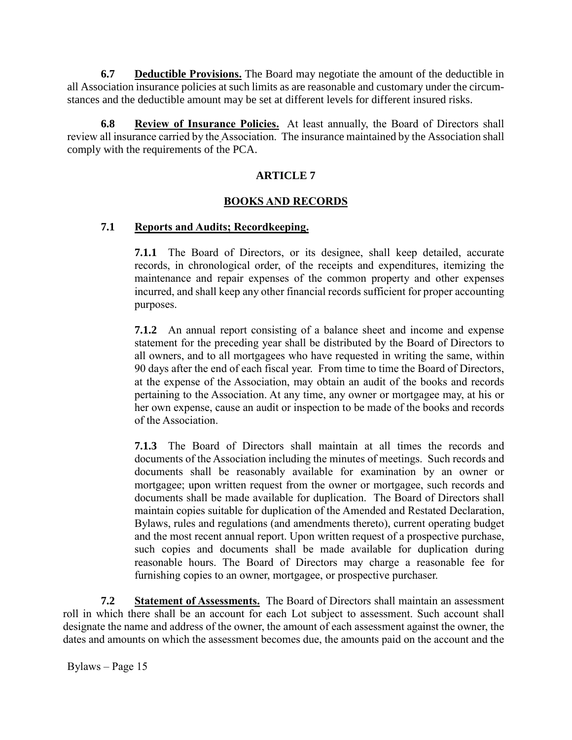**6.7 Deductible Provisions.** The Board may negotiate the amount of the deductible in all Association insurance policies at such limits as are reasonable and customary under the circumstances and the deductible amount may be set at different levels for different insured risks.

**6.8 Review of Insurance Policies.** At least annually, the Board of Directors shall review all insurance carried by the Association. The insurance maintained by the Association shall comply with the requirements of the PCA.

## ARTICLE 7

## BOOKS AND RECORDS

### 7.1 Reports and Audits; Recordkeeping.

**7.1.1** The Board of Directors, or its designee, shall keep detailed, accurate records, in chronological order, of the receipts and expenditures, itemizing the maintenance and repair expenses of the common property and other expenses incurred, and shall keep any other financial records sufficient for proper accounting purposes.

**7.1.2** An annual report consisting of a balance sheet and income and expense statement for the preceding year shall be distributed by the Board of Directors to all owners, and to all mortgagees who have requested in writing the same, within 90 days after the end of each fiscal year. From time to time the Board of Directors, at the expense of the Association, may obtain an audit of the books and records pertaining to the Association. At any time, any owner or mortgagee may, at his or her own expense, cause an audit or inspection to be made of the books and records of the Association.

**7.1.3** The Board of Directors shall maintain at all times the records and documents of the Association including the minutes of meetings. Such records and documents shall be reasonably available for examination by an owner or mortgagee; upon written request from the owner or mortgagee, such records and documents shall be made available for duplication. The Board of Directors shall maintain copies suitable for duplication of the Amended and Restated Declaration, Bylaws, rules and regulations (and amendments thereto), current operating budget and the most recent annual report. Upon written request of a prospective purchase, such copies and documents shall be made available for duplication during reasonable hours. The Board of Directors may charge a reasonable fee for furnishing copies to an owner, mortgagee, or prospective purchaser.

**7.2 Statement of Assessments.** The Board of Directors shall maintain an assessment roll in which there shall be an account for each Lot subject to assessment. Such account shall designate the name and address of the owner, the amount of each assessment against the owner, the dates and amounts on which the assessment becomes due, the amounts paid on the account and the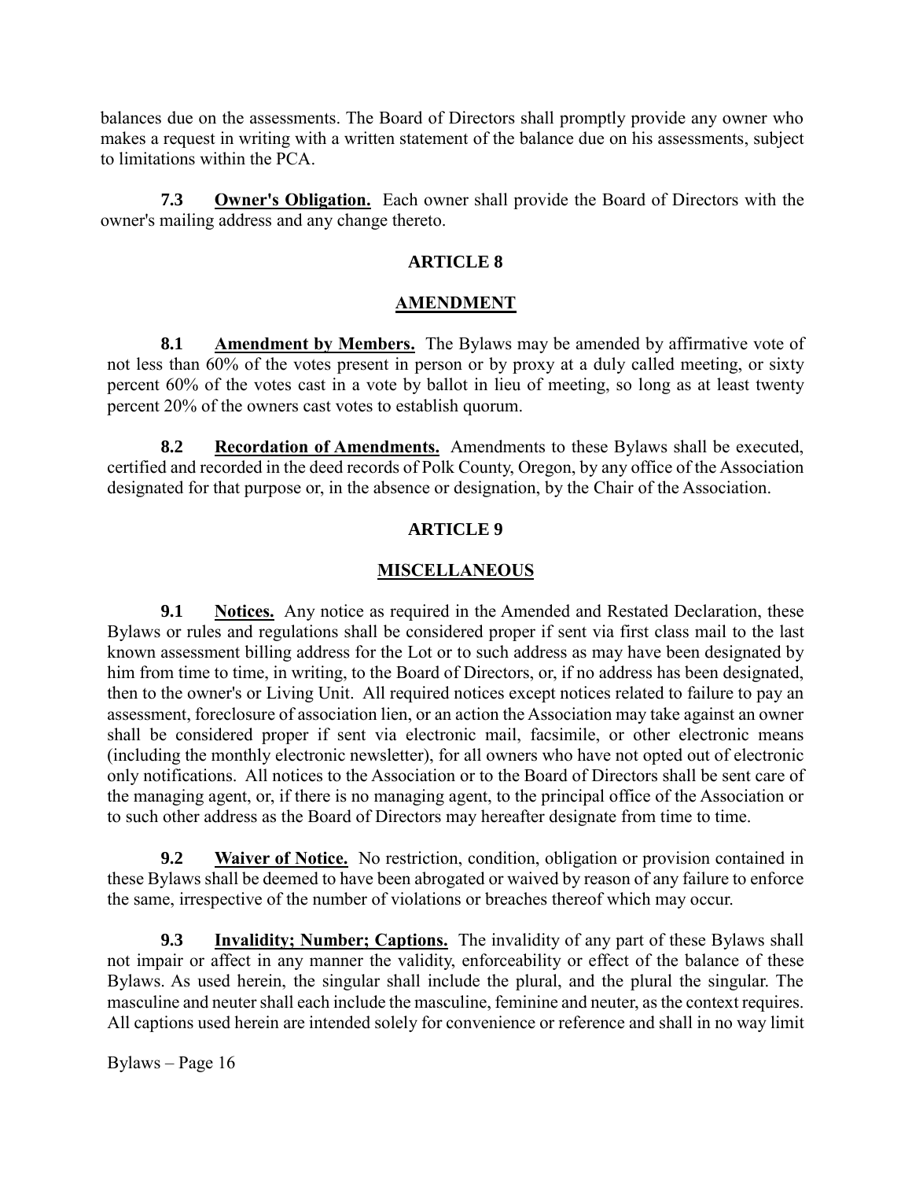balances due on the assessments. The Board of Directors shall promptly provide any owner who makes a request in writing with a written statement of the balance due on his assessments, subject to limitations within the PCA.

**7.3** **Owner's Obligation.** Each owner shall provide the Board of Directors with the owner's mailing address and any change thereto.

## ARTICLE 8

## AMENDMENT

**8.1** **Amendment by Members.** The Bylaws may be amended by affirmative vote of not less than 60% of the votes present in person or by proxy at a duly called meeting, or sixty percent 60% of the votes cast in a vote by ballot in lieu of meeting, so long as at least twenty percent 20% of the owners cast votes to establish quorum.

**8.2** **Recordation of Amendments.** Amendments to these Bylaws shall be executed, certified and recorded in the deed records of Polk County, Oregon, by any office of the Association designated for that purpose or, in the absence or designation, by the Chair of the Association.

## ARTICLE 9

## MISCELLANEOUS

**9.1** **Notices.** Any notice as required in the Amended and Restated Declaration, these Bylaws or rules and regulations shall be considered proper if sent via first class mail to the last known assessment billing address for the Lot or to such address as may have been designated by him from time to time, in writing, to the Board of Directors, or, if no address has been designated, then to the owner's or Living Unit. All required notices except notices related to failure to pay an assessment, foreclosure of association lien, or an action the Association may take against an owner shall be considered proper if sent via electronic mail, facsimile, or other electronic means (including the monthly electronic newsletter), for all owners who have not opted out of electronic only notifications. All notices to the Association or to the Board of Directors shall be sent care of the managing agent, or, if there is no managing agent, to the principal office of the Association or to such other address as the Board of Directors may hereafter designate from time to time.

**9.2** **Waiver of Notice.** No restriction, condition, obligation or provision contained in these Bylaws shall be deemed to have been abrogated or waived by reason of any failure to enforce the same, irrespective of the number of violations or breaches thereof which may occur.

**9.3** **Invalidity; Number; Captions.** The invalidity of any part of these Bylaws shall not impair or affect in any manner the validity, enforceability or effect of the balance of these Bylaws. As used herein, the singular shall include the plural, and the plural the singular. The masculine and neuter shall each include the masculine, feminine and neuter, as the context requires. All captions used herein are intended solely for convenience or reference and shall in no way limit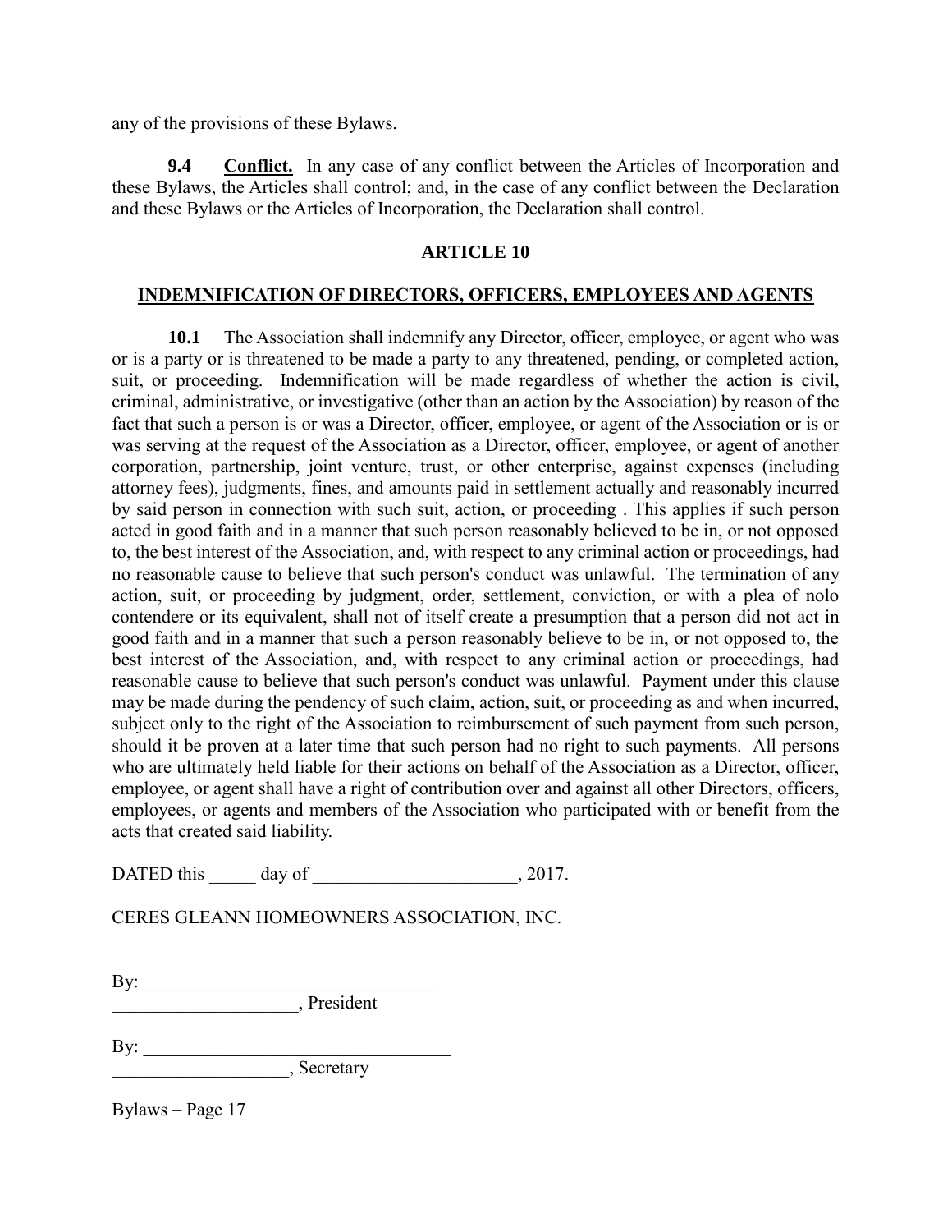any of the provisions of these Bylaws.

**9.4 Conflict.** In any case of any conflict between the Articles of Incorporation and these Bylaws, the Articles shall control; and, in the case of any conflict between the Declaration and these Bylaws or the Articles of Incorporation, the Declaration shall control.

## ARTICLE 10

## INDEMNIFICATION OF DIRECTORS, OFFICERS, EMPLOYEES AND AGENTS

**10.1** The Association shall indemnify any Director, officer, employee, or agent who was or is a party or is threatened to be made a party to any threatened, pending, or completed action, suit, or proceeding. Indemnification will be made regardless of whether the action is civil, criminal, administrative, or investigative (other than an action by the Association) by reason of the fact that such a person is or was a Director, officer, employee, or agent of the Association or is or was serving at the request of the Association as a Director, officer, employee, or agent of another corporation, partnership, joint venture, trust, or other enterprise, against expenses (including attorney fees), judgments, fines, and amounts paid in settlement actually and reasonably incurred by said person in connection with such suit, action, or proceeding . This applies if such person acted in good faith and in a manner that such person reasonably believed to be in, or not opposed to, the best interest of the Association, and, with respect to any criminal action or proceedings, had no reasonable cause to believe that such person's conduct was unlawful. The termination of any action, suit, or proceeding by judgment, order, settlement, conviction, or with a plea of nolo contendere or its equivalent, shall not of itself create a presumption that a person did not act in good faith and in a manner that such a person reasonably believe to be in, or not opposed to, the best interest of the Association, and, with respect to any criminal action or proceedings, had reasonable cause to believe that such person's conduct was unlawful. Payment under this clause may be made during the pendency of such claim, action, suit, or proceeding as and when incurred, subject only to the right of the Association to reimbursement of such payment from such person, should it be proven at a later time that such person had no right to such payments. All persons who are ultimately held liable for their actions on behalf of the Association as a Director, officer, employee, or agent shall have a right of contribution over and against all other Directors, officers, employees, or agents and members of the Association who participated with or benefit from the acts that created said liability.

DATED this _____ day of ______________________, 2017.

CERES GLEANN HOMEOWNERS ASSOCIATION, INC.

By: _______________________________
____________________, President

By: __________________________________
___________________, Secretary

Bylaws – Page 17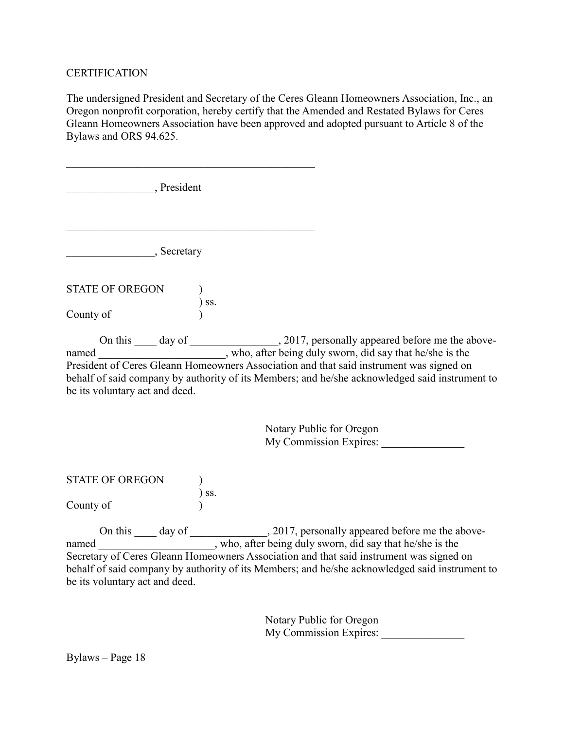CERTIFICATION

The undersigned President and Secretary of the Ceres Gleann Homeowners Association, Inc., an Oregon nonprofit corporation, hereby certify that the Amended and Restated Bylaws for Ceres Gleann Homeowners Association have been approved and adopted pursuant to Article 8 of the Bylaws and ORS 94.625.

______________________________________________

________________, President

______________________________________________

________________, Secretary

STATE OF OREGON )
) ss.
County of )

On this ____ day of ________________, 2017, personally appeared before me the above-named _______________________, who, after being duly sworn, did say that he/she is the President of Ceres Gleann Homeowners Association and that said instrument was signed on behalf of said company by authority of its Members; and he/she acknowledged said instrument to be its voluntary act and deed.

Notary Public for Oregon
My Commission Expires: _______________

STATE OF OREGON )
) ss.
County of )

On this ____ day of ______________, 2017, personally appeared before me the above-named _____________________, who, after being duly sworn, did say that he/she is the Secretary of Ceres Gleann Homeowners Association and that said instrument was signed on behalf of said company by authority of its Members; and he/she acknowledged said instrument to be its voluntary act and deed.

Notary Public for Oregon
My Commission Expires: _______________